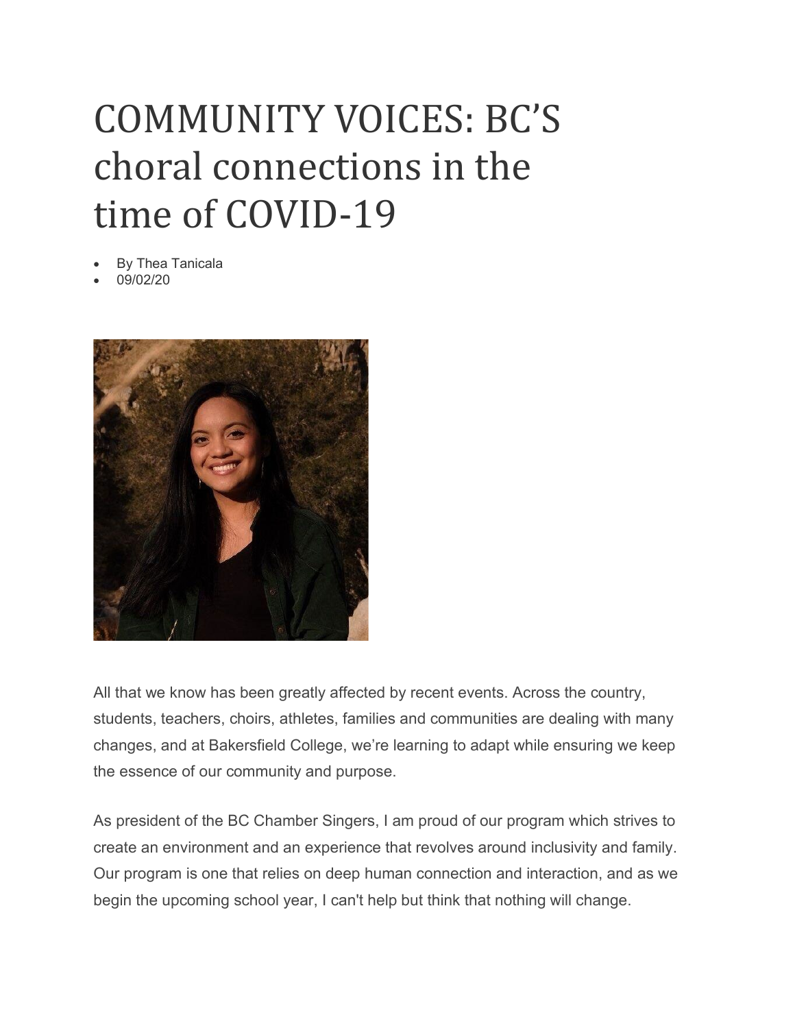# COMMUNITY VOICES: BC'S choral connections in the time of COVID-19

- By Thea Tanicala
- 09/02/20

All that we know has been greatly affected by recent events. Across the country, students, teachers, choirs, athletes, families and communities are dealing with many changes, and at Bakersfield College, we're learning to adapt while ensuring we keep the essence of our community and purpose.

As president of the BC Chamber Singers, I am proud of our program which strives to create an environment and an experience that revolves around inclusivity and family. Our program is one that relies on deep human connection and interaction, and as we begin the upcoming school year, I can't help but think that nothing will change.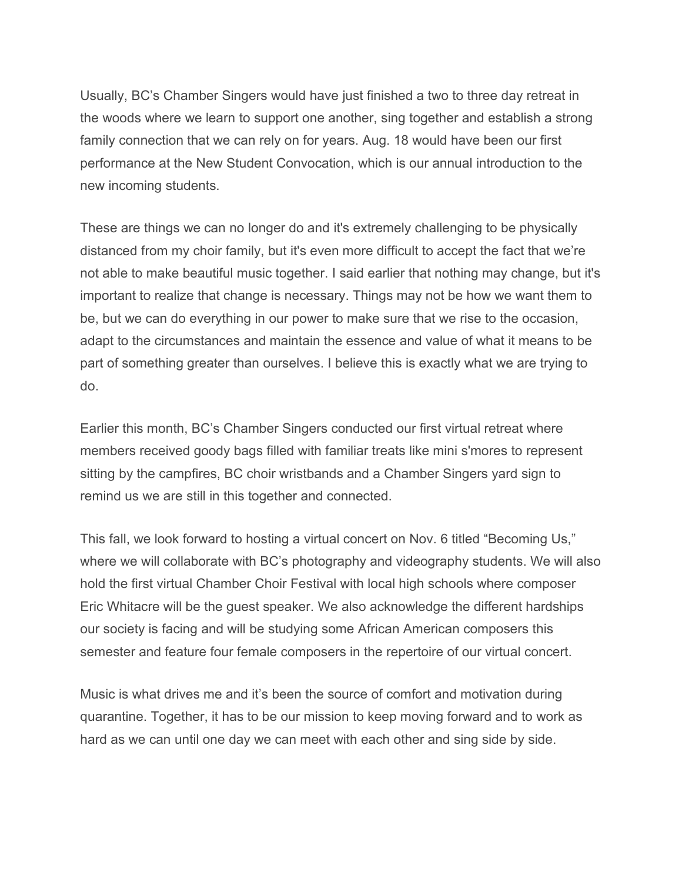Usually, BC's Chamber Singers would have just finished a two to three day retreat in the woods where we learn to support one another, sing together and establish a strong family connection that we can rely on for years. Aug. 18 would have been our first performance at the New Student Convocation, which is our annual introduction to the new incoming students.

These are things we can no longer do and it's extremely challenging to be physically distanced from my choir family, but it's even more difficult to accept the fact that we're not able to make beautiful music together. I said earlier that nothing may change, but it's important to realize that change is necessary. Things may not be how we want them to be, but we can do everything in our power to make sure that we rise to the occasion, adapt to the circumstances and maintain the essence and value of what it means to be part of something greater than ourselves. I believe this is exactly what we are trying to do.

Earlier this month, BC's Chamber Singers conducted our first virtual retreat where members received goody bags filled with familiar treats like mini s'mores to represent sitting by the campfires, BC choir wristbands and a Chamber Singers yard sign to remind us we are still in this together and connected.

This fall, we look forward to hosting a virtual concert on Nov. 6 titled "Becoming Us," where we will collaborate with BC's photography and videography students. We will also hold the first virtual Chamber Choir Festival with local high schools where composer Eric Whitacre will be the guest speaker. We also acknowledge the different hardships our society is facing and will be studying some African American composers this semester and feature four female composers in the repertoire of our virtual concert.

Music is what drives me and it's been the source of comfort and motivation during quarantine. Together, it has to be our mission to keep moving forward and to work as hard as we can until one day we can meet with each other and sing side by side.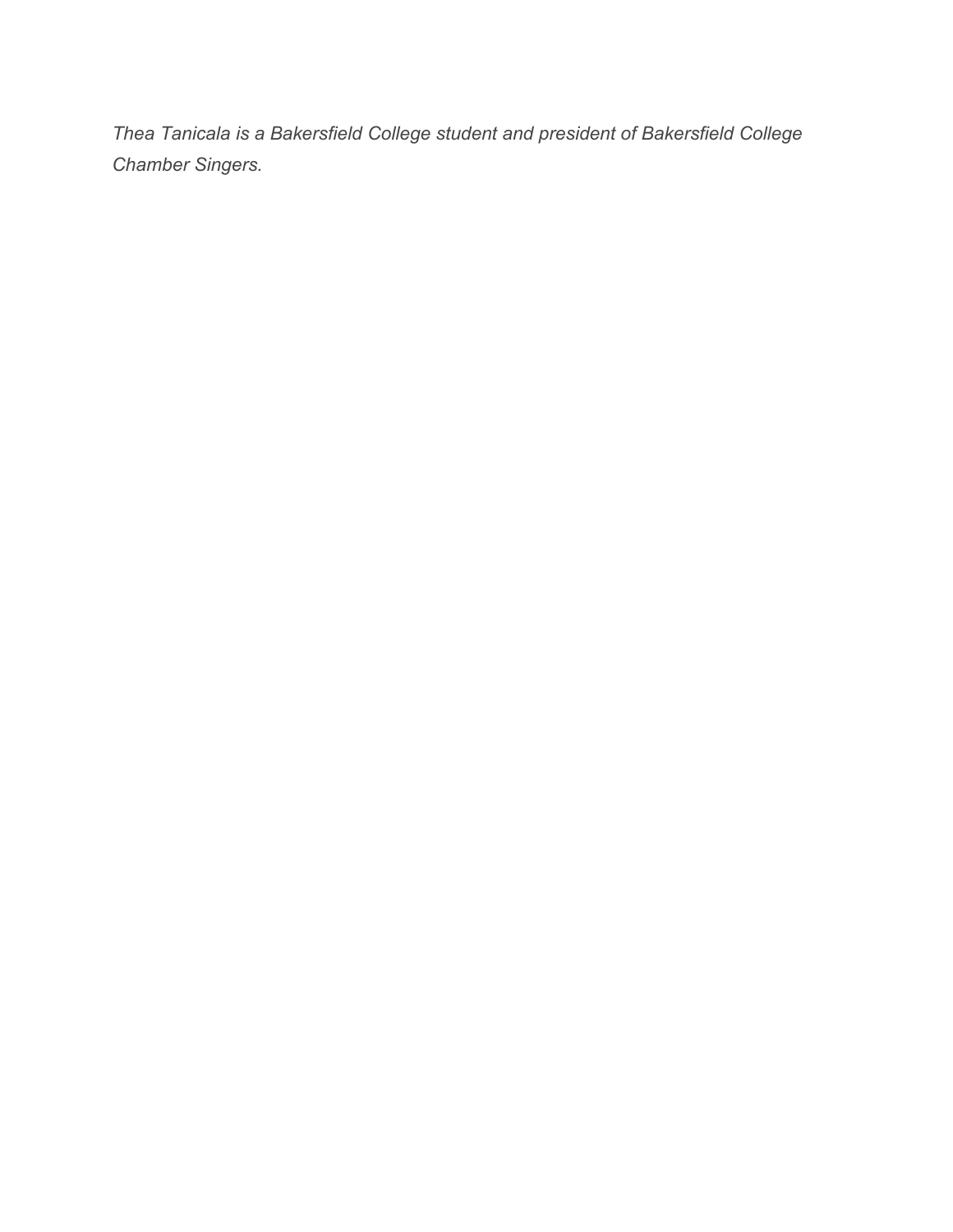*Thea Tanicala is a Bakersfield College student and president of Bakersfield College Chamber Singers.*